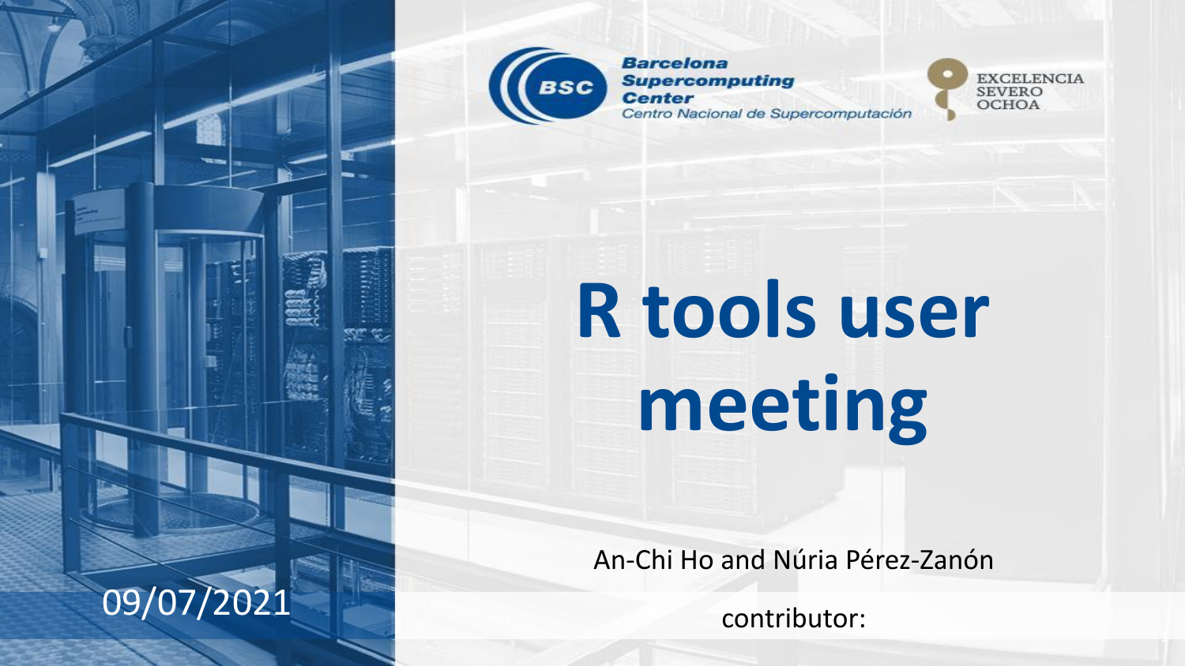Barcelona Supercomputing Center
Centro Nacional de Supercomputación

EXCELENCIA SEVERO OCHOA

# R tools user meeting

An-Chi Ho and Núria Pérez-Zanón

09/07/2021

contributor: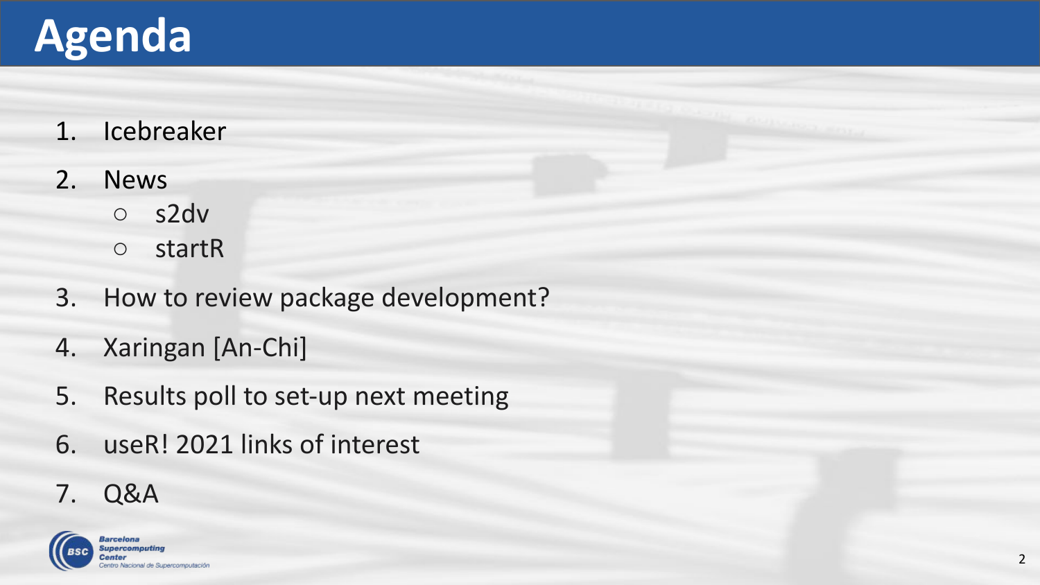# Agenda

1. Icebreaker
2. News
   - s2dv
   - startR
3. How to review package development?
4. Xaringan [An-Chi]
5. Results poll to set-up next meeting
6. useR! 2021 links of interest
7. Q&A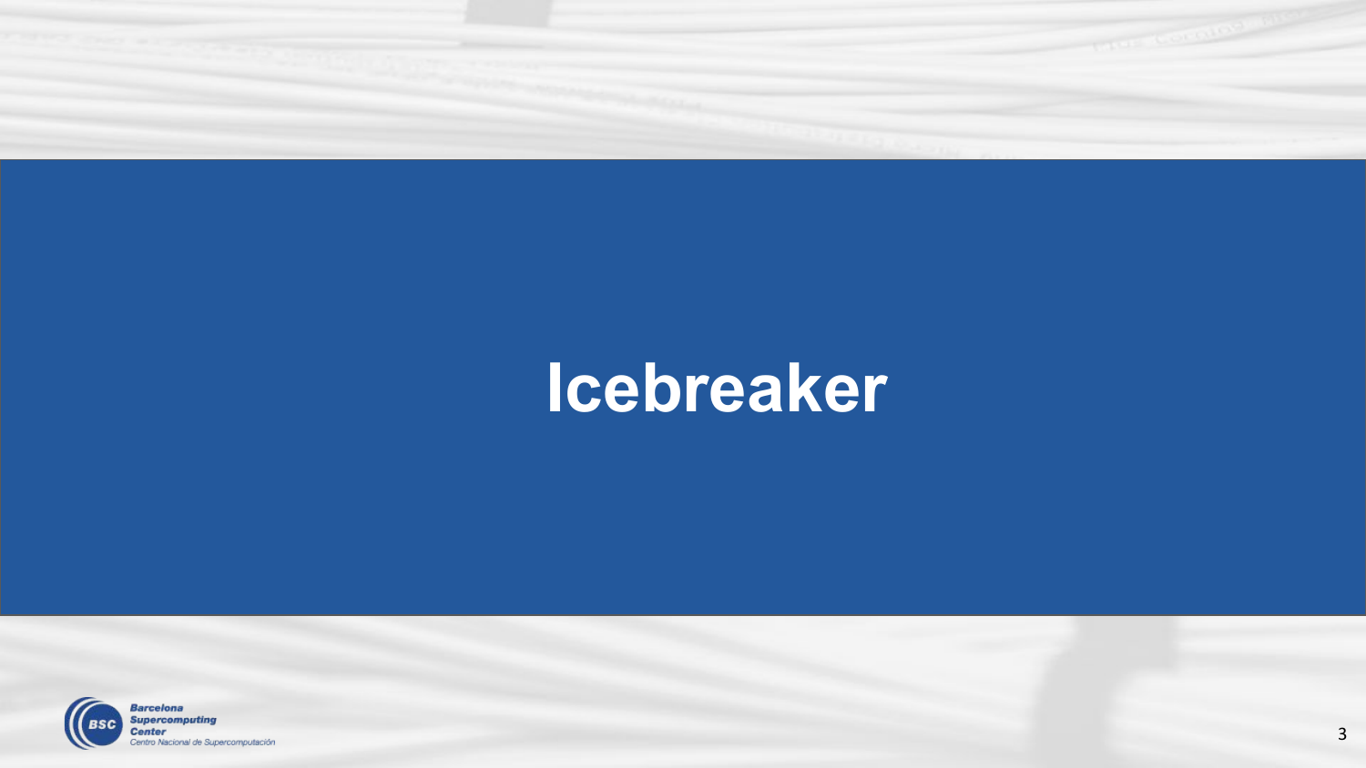# Icebreaker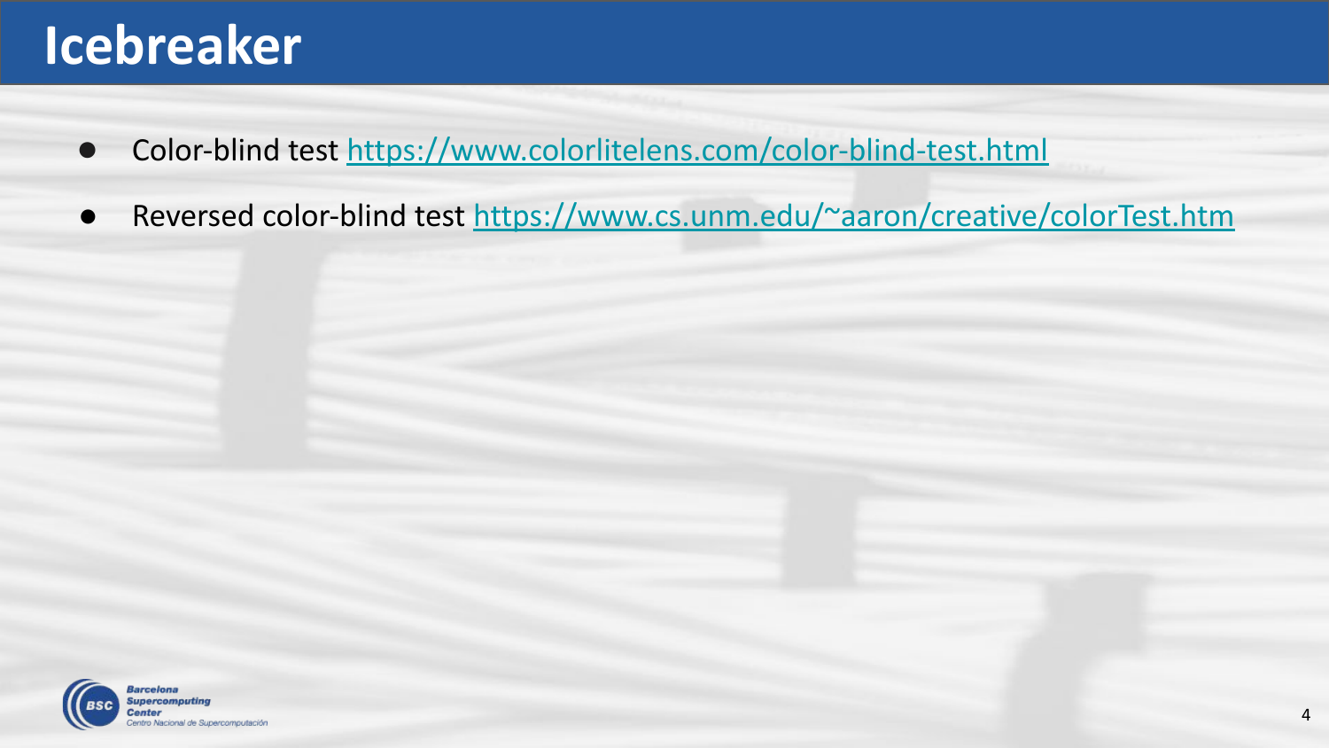# Icebreaker

- Color-blind test https://www.colorlitelens.com/color-blind-test.html
- Reversed color-blind test https://www.cs.unm.edu/~aaron/creative/colorTest.htm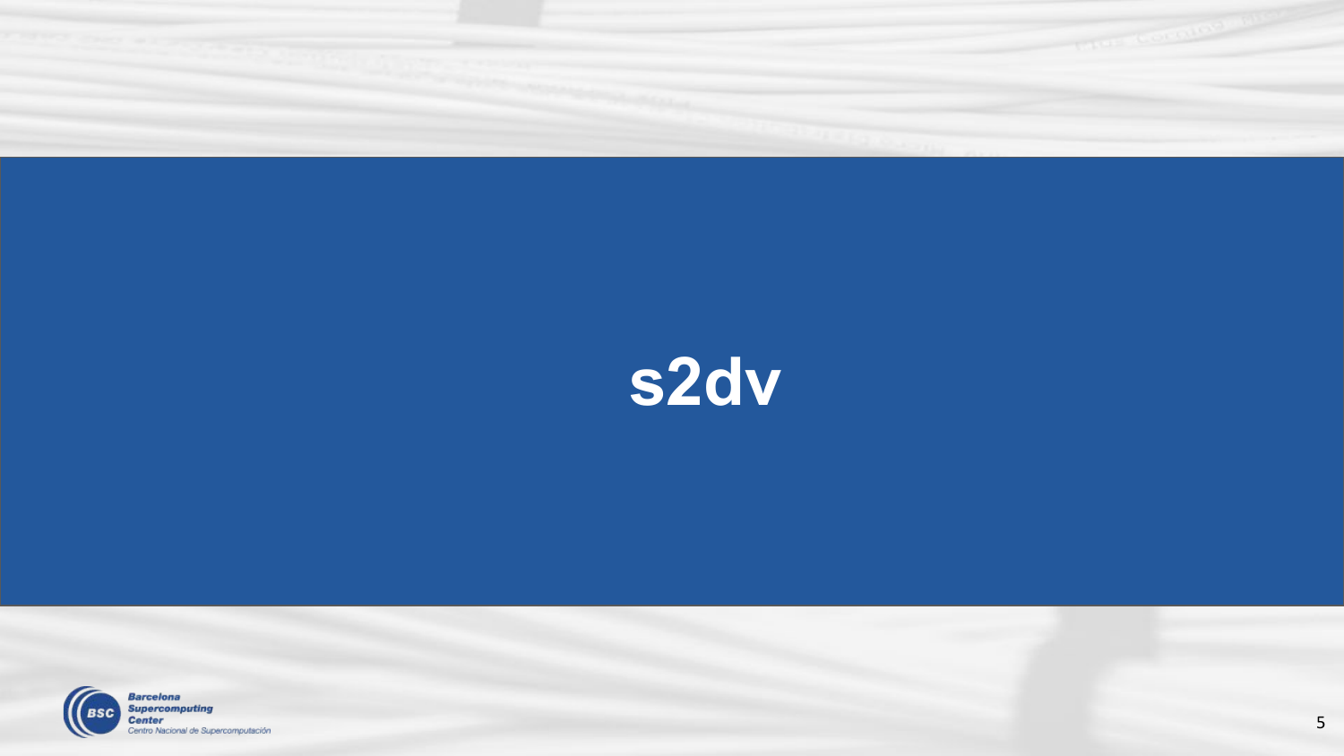# s2dv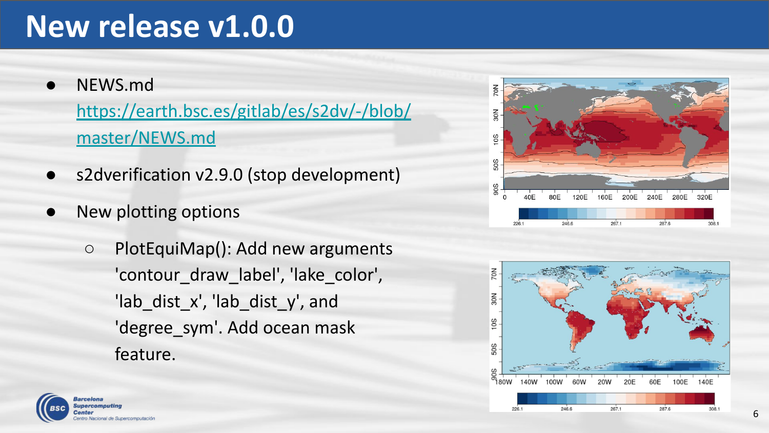# New release v1.0.0

- NEWS.md
  [https://earth.bsc.es/gitlab/es/s2dv/-/blob/master/NEWS.md](https://earth.bsc.es/gitlab/es/s2dv/-/blob/master/NEWS.md)
- s2dverification v2.9.0 (stop development)
- New plotting options
  - PlotEquiMap(): Add new arguments 'contour_draw_label', 'lake_color', 'lab_dist_x', 'lab_dist_y', and 'degree_sym'. Add ocean mask feature.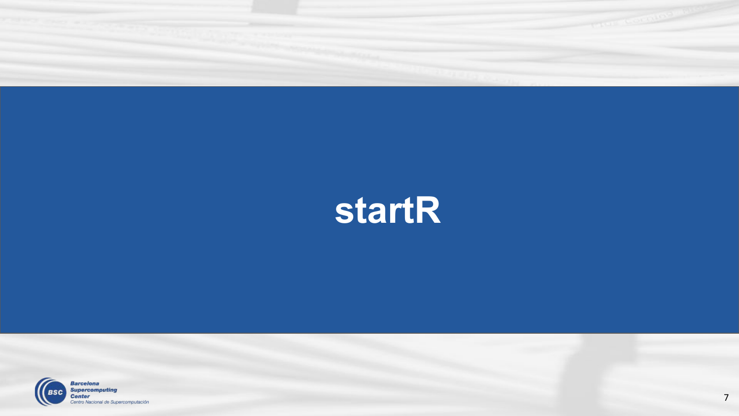# startR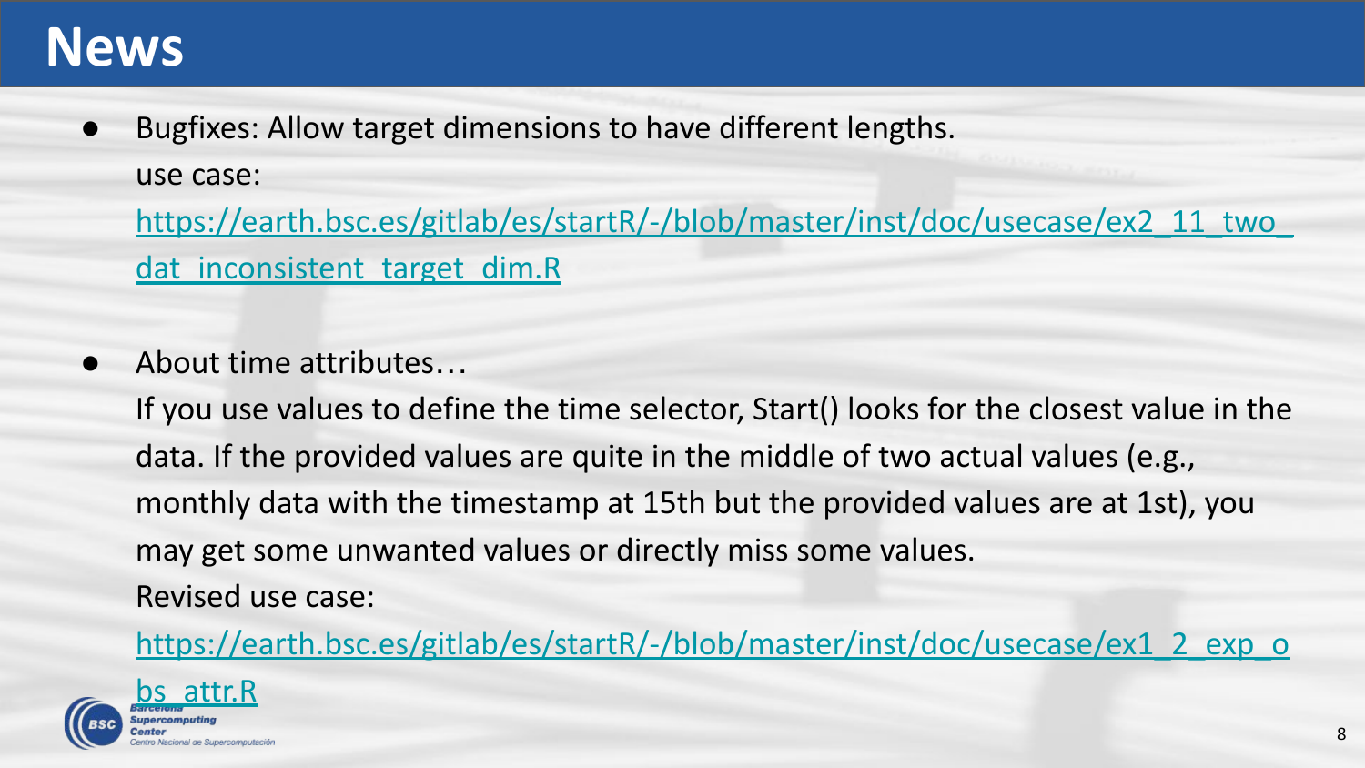# News

- Bugfixes: Allow target dimensions to have different lengths.
  use case:
  https://earth.bsc.es/gitlab/es/startR/-/blob/master/inst/doc/usecase/ex2_11_two_dat_inconsistent_target_dim.R

- About time attributes…
  If you use values to define the time selector, Start() looks for the closest value in the data. If the provided values are quite in the middle of two actual values (e.g., monthly data with the timestamp at 15th but the provided values are at 1st), you may get some unwanted values or directly miss some values.
  Revised use case:
  https://earth.bsc.es/gitlab/es/startR/-/blob/master/inst/doc/usecase/ex1_2_exp_obs_attr.R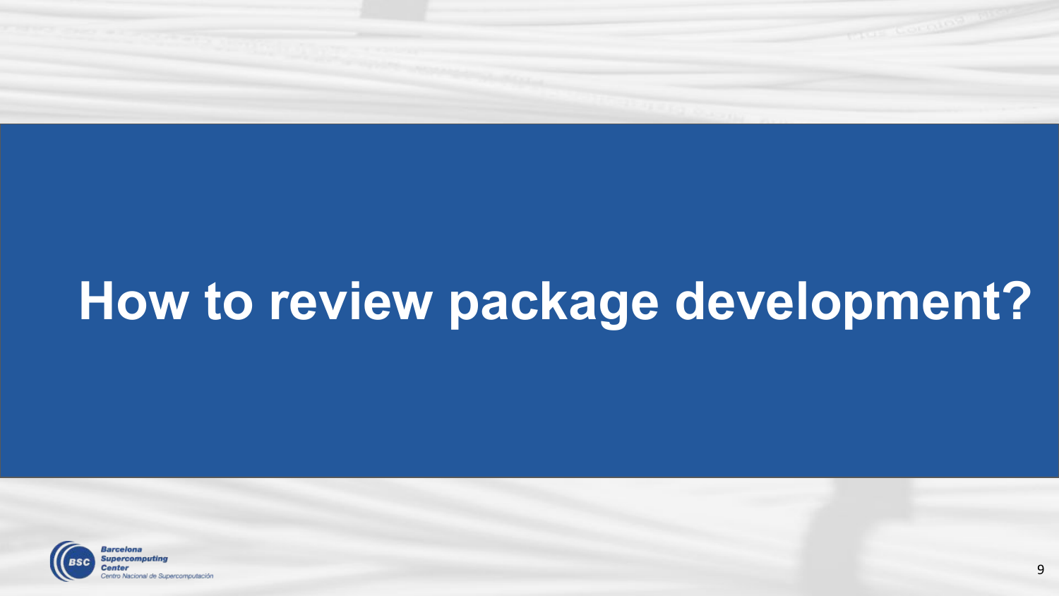# How to review package development?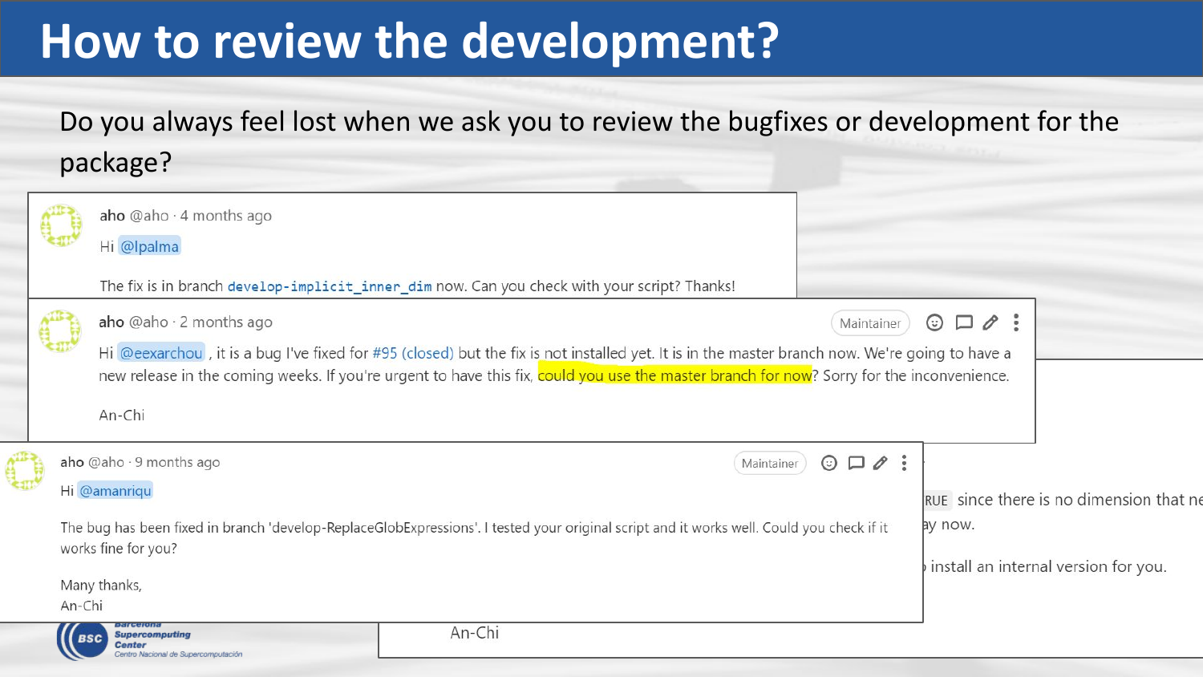# How to review the development?

Do you always feel lost when we ask you to review the bugfixes or development for the package?

aho @aho · 4 months ago

Hi @lpalma

The fix is in branch `develop-implicit_inner_dim` now. Can you check with your script? Thanks!

aho @aho · 2 months ago

Maintainer

Hi @eexarchou , it is a bug I've fixed for #95 (closed) but the fix is not installed yet. It is in the master branch now. We're going to have a new release in the coming weeks. If you're urgent to have this fix, could you use the master branch for now? Sorry for the inconvenience.

An-Chi

aho @aho · 9 months ago

Maintainer

Hi @amanriqu

The bug has been fixed in branch 'develop-ReplaceGlobExpressions'. I tested your original script and it works well. Could you check if it works fine for you?

Many thanks,
An-Chi

RUE since there is no dimension that ne

ay now.

install an internal version for you.

An-Chi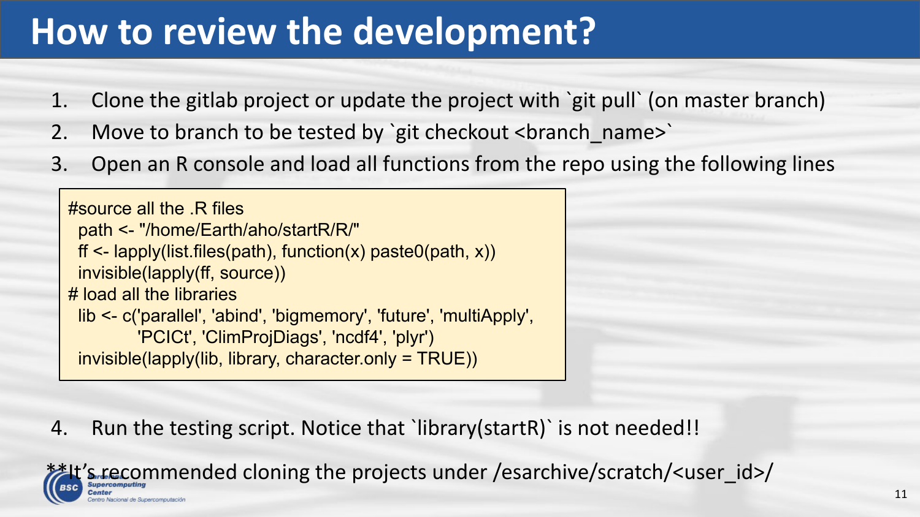# How to review the development?

1. Clone the gitlab project or update the project with `git pull` (on master branch)
2. Move to branch to be tested by `git checkout <branch_name>`
3. Open an R console and load all functions from the repo using the following lines

```
#source all the .R files
  path <- "/home/Earth/aho/startR/R/"
  ff <- lapply(list.files(path), function(x) paste0(path, x))
  invisible(lapply(ff, source))
# load all the libraries
  lib <- c('parallel', 'abind', 'bigmemory', 'future', 'multiApply',
           'PCICt', 'ClimProjDiags', 'ncdf4', 'plyr')
  invisible(lapply(lib, library, character.only = TRUE))
```

4. Run the testing script. Notice that `library(startR)` is not needed!!

**It's recommended cloning the projects under /esarchive/scratch/<user_id>/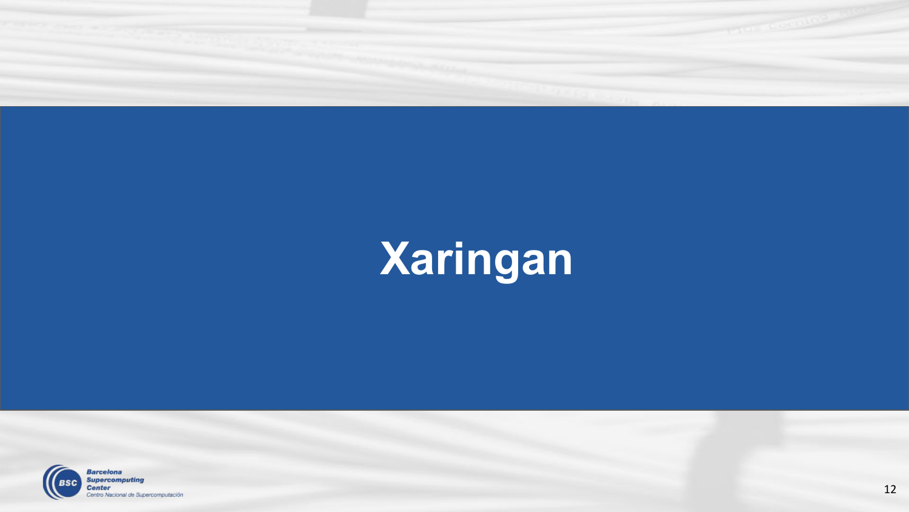# Xaringan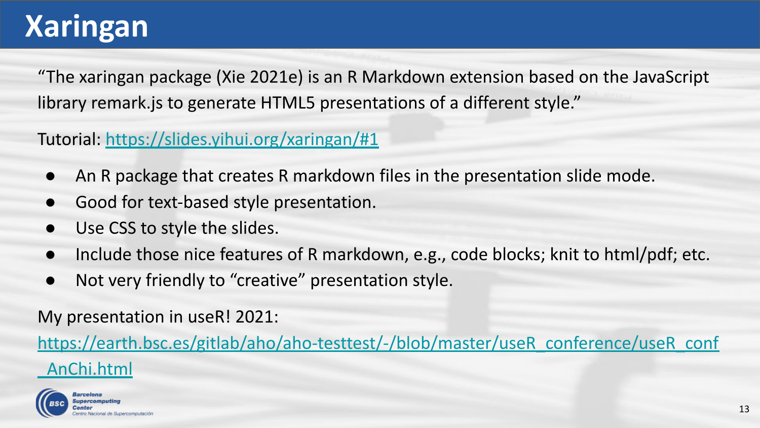# Xaringan

"The xaringan package (Xie 2021e) is an R Markdown extension based on the JavaScript library remark.js to generate HTML5 presentations of a different style."

Tutorial: [https://slides.yihui.org/xaringan/#1](https://slides.yihui.org/xaringan/#1)

- An R package that creates R markdown files in the presentation slide mode.
- Good for text-based style presentation.
- Use CSS to style the slides.
- Include those nice features of R markdown, e.g., code blocks; knit to html/pdf; etc.
- Not very friendly to "creative" presentation style.

My presentation in useR! 2021:

[https://earth.bsc.es/gitlab/aho/aho-testtest/-/blob/master/useR_conference/useR_conf_AnChi.html](https://earth.bsc.es/gitlab/aho/aho-testtest/-/blob/master/useR_conference/useR_conf_AnChi.html)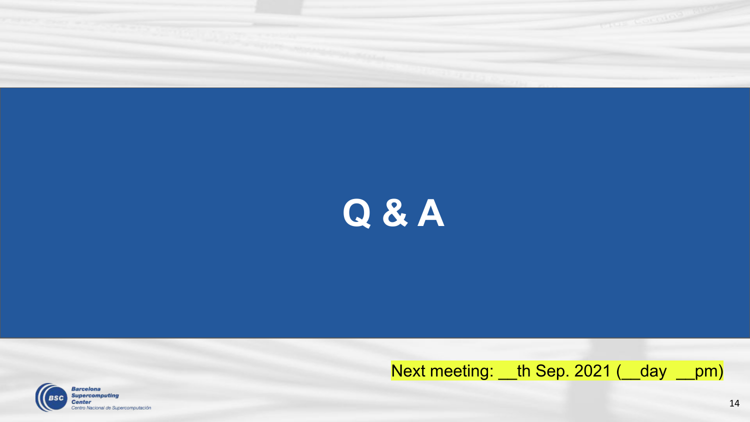# Q & A

Next meeting: __th Sep. 2021 (__day __pm)